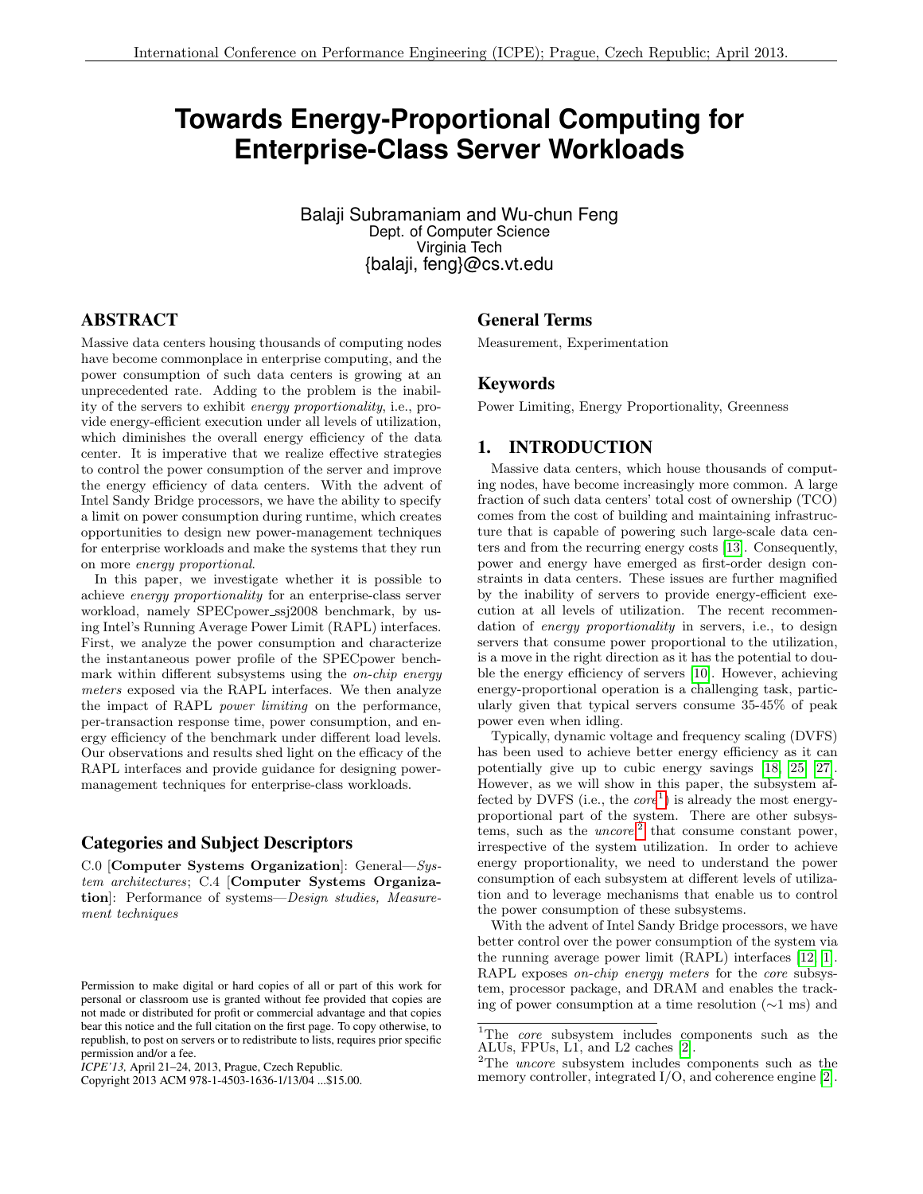# Towards Energy-Proportional Computing for Enterprise-Class Server Workloads

Balaji Subramaniam and Wu-chun Feng
Dept. of Computer Science
Virginia Tech
{balaji, feng}@cs.vt.edu

## ABSTRACT

Massive data centers housing thousands of computing nodes have become commonplace in enterprise computing, and the power consumption of such data centers is growing at an unprecedented rate. Adding to the problem is the inability of the servers to exhibit *energy proportionality*, i.e., provide energy-efficient execution under all levels of utilization, which diminishes the overall energy efficiency of the data center. It is imperative that we realize effective strategies to control the power consumption of the server and improve the energy efficiency of data centers. With the advent of Intel Sandy Bridge processors, we have the ability to specify a limit on power consumption during runtime, which creates opportunities to design new power-management techniques for enterprise workloads and make the systems that they run on more *energy proportional*.

In this paper, we investigate whether it is possible to achieve *energy proportionality* for an enterprise-class server workload, namely SPECpower_ssj2008 benchmark, by using Intel's Running Average Power Limit (RAPL) interfaces. First, we analyze the power consumption and characterize the instantaneous power profile of the SPECpower benchmark within different subsystems using the *on-chip energy meters* exposed via the RAPL interfaces. We then analyze the impact of RAPL *power limiting* on the performance, per-transaction response time, power consumption, and energy efficiency of the benchmark under different load levels. Our observations and results shed light on the efficacy of the RAPL interfaces and provide guidance for designing power-management techniques for enterprise-class workloads.

### Categories and Subject Descriptors

C.0 [**Computer Systems Organization**]: General—*System architectures*; C.4 [**Computer Systems Organization**]: Performance of systems—*Design studies, Measurement techniques*

### General Terms

Measurement, Experimentation

### Keywords

Power Limiting, Energy Proportionality, Greenness

## 1. INTRODUCTION

Massive data centers, which house thousands of computing nodes, have become increasingly more common. A large fraction of such data centers' total cost of ownership (TCO) comes from the cost of building and maintaining infrastructure that is capable of powering such large-scale data centers and from the recurring energy costs [13]. Consequently, power and energy have emerged as first-order design constraints in data centers. These issues are further magnified by the inability of servers to provide energy-efficient execution at all levels of utilization. The recent recommendation of *energy proportionality* in servers, i.e., to design servers that consume power proportional to the utilization, is a move in the right direction as it has the potential to double the energy efficiency of servers [10]. However, achieving energy-proportional operation is a challenging task, particularly given that typical servers consume 35-45% of peak power even when idling.

Typically, dynamic voltage and frequency scaling (DVFS) has been used to achieve better energy efficiency as it can potentially give up to cubic energy savings [18, 25, 27]. However, as we will show in this paper, the subsystem affected by DVFS (i.e., the *core*[1]) is already the most energy-proportional part of the system. There are other subsystems, such as the *uncore*[2] that consume constant power, irrespective of the system utilization. In order to achieve energy proportionality, we need to understand the power consumption of each subsystem at different levels of utilization and to leverage mechanisms that enable us to control the power consumption of these subsystems.

With the advent of Intel Sandy Bridge processors, we have better control over the power consumption of the system via the running average power limit (RAPL) interfaces [12, 1]. RAPL exposes *on-chip energy meters* for the *core* subsystem, processor package, and DRAM and enables the tracking of power consumption at a time resolution (∼1 ms) and

[1]The *core* subsystem includes components such as the ALUs, FPUs, L1, and L2 caches [2].

[2]The *uncore* subsystem includes components such as the memory controller, integrated I/O, and coherence engine [2].

Permission to make digital or hard copies of all or part of this work for personal or classroom use is granted without fee provided that copies are not made or distributed for profit or commercial advantage and that copies bear this notice and the full citation on the first page. To copy otherwise, to republish, to post on servers or to redistribute to lists, requires prior specific permission and/or a fee.
*ICPE'13,* April 21–24, 2013, Prague, Czech Republic.
Copyright 2013 ACM 978-1-4503-1636-1/13/04 ...$15.00.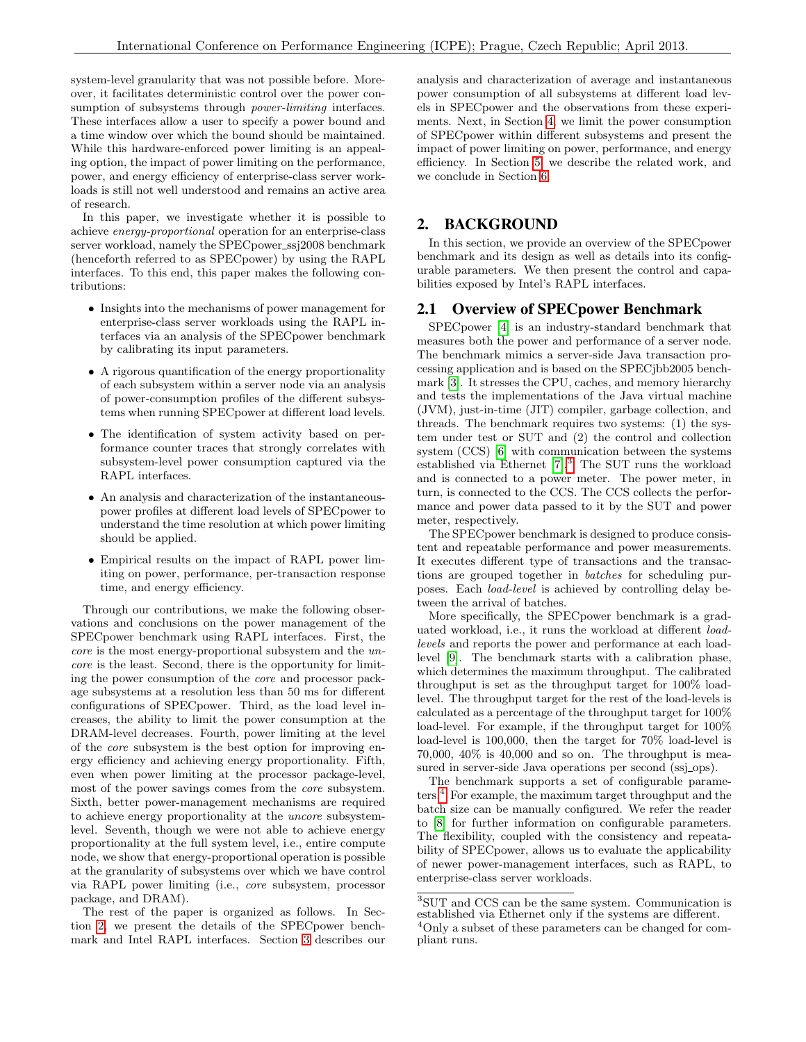system-level granularity that was not possible before. Moreover, it facilitates deterministic control over the power consumption of subsystems through *power-limiting* interfaces. These interfaces allow a user to specify a power bound and a time window over which the bound should be maintained. While this hardware-enforced power limiting is an appealing option, the impact of power limiting on the performance, power, and energy efficiency of enterprise-class server workloads is still not well understood and remains an active area of research.

In this paper, we investigate whether it is possible to achieve *energy-proportional* operation for an enterprise-class server workload, namely the SPECpower_ssj2008 benchmark (henceforth referred to as SPECpower) by using the RAPL interfaces. To this end, this paper makes the following contributions:

- Insights into the mechanisms of power management for enterprise-class server workloads using the RAPL interfaces via an analysis of the SPECpower benchmark by calibrating its input parameters.
- A rigorous quantification of the energy proportionality of each subsystem within a server node via an analysis of power-consumption profiles of the different subsystems when running SPECpower at different load levels.
- The identification of system activity based on performance counter traces that strongly correlates with subsystem-level power consumption captured via the RAPL interfaces.
- An analysis and characterization of the instantaneous-power profiles at different load levels of SPECpower to understand the time resolution at which power limiting should be applied.
- Empirical results on the impact of RAPL power limiting on power, performance, per-transaction response time, and energy efficiency.

Through our contributions, we make the following observations and conclusions on the power management of the SPECpower benchmark using RAPL interfaces. First, the *core* is the most energy-proportional subsystem and the *uncore* is the least. Second, there is the opportunity for limiting the power consumption of the *core* and processor package subsystems at a resolution less than 50 ms for different configurations of SPECpower. Third, as the load level increases, the ability to limit the power consumption at the DRAM-level decreases. Fourth, power limiting at the level of the *core* subsystem is the best option for improving energy efficiency and achieving energy proportionality. Fifth, even when power limiting at the processor package-level, most of the power savings comes from the *core* subsystem. Sixth, better power-management mechanisms are required to achieve energy proportionality at the *uncore* subsystem-level. Seventh, though we were not able to achieve energy proportionality at the full system level, i.e., entire compute node, we show that energy-proportional operation is possible at the granularity of subsystems over which we have control via RAPL power limiting (i.e., *core* subsystem, processor package, and DRAM).

The rest of the paper is organized as follows. In Section 2, we present the details of the SPECpower benchmark and Intel RAPL interfaces. Section 3 describes our analysis and characterization of average and instantaneous power consumption of all subsystems at different load levels in SPECpower and the observations from these experiments. Next, in Section 4, we limit the power consumption of SPECpower within different subsystems and present the impact of power limiting on power, performance, and energy efficiency. In Section 5, we describe the related work, and we conclude in Section 6.

## 2. BACKGROUND

In this section, we provide an overview of the SPECpower benchmark and its design as well as details into its configurable parameters. We then present the control and capabilities exposed by Intel's RAPL interfaces.

### 2.1 Overview of SPECpower Benchmark

SPECpower [4] is an industry-standard benchmark that measures both the power and performance of a server node. The benchmark mimics a server-side Java transaction processing application and is based on the SPECjbb2005 benchmark [3]. It stresses the CPU, caches, and memory hierarchy and tests the implementations of the Java virtual machine (JVM), just-in-time (JIT) compiler, garbage collection, and threads. The benchmark requires two systems: (1) the system under test or SUT and (2) the control and collection system (CCS) [6] with communication between the systems established via Ethernet [7].[3] The SUT runs the workload and is connected to a power meter. The power meter, in turn, is connected to the CCS. The CCS collects the performance and power data passed to it by the SUT and power meter, respectively.

The SPECpower benchmark is designed to produce consistent and repeatable performance and power measurements. It executes different type of transactions and the transactions are grouped together in *batches* for scheduling purposes. Each *load-level* is achieved by controlling delay between the arrival of batches.

More specifically, the SPECpower benchmark is a graduated workload, i.e., it runs the workload at different *load-levels* and reports the power and performance at each load-level [9]. The benchmark starts with a calibration phase, which determines the maximum throughput. The calibrated throughput is set as the throughput target for 100% load-level. The throughput target for the rest of the load-levels is calculated as a percentage of the throughput target for 100% load-level. For example, if the throughput target for 100% load-level is 100,000, then the target for 70% load-level is 70,000, 40% is 40,000 and so on. The throughput is measured in server-side Java operations per second (ssj_ops).

The benchmark supports a set of configurable parameters.[4] For example, the maximum target throughput and the batch size can be manually configured. We refer the reader to [8] for further information on configurable parameters. The flexibility, coupled with the consistency and repeatability of SPECpower, allows us to evaluate the applicability of newer power-management interfaces, such as RAPL, to enterprise-class server workloads.

[3] SUT and CCS can be the same system. Communication is established via Ethernet only if the systems are different.

[4] Only a subset of these parameters can be changed for compliant runs.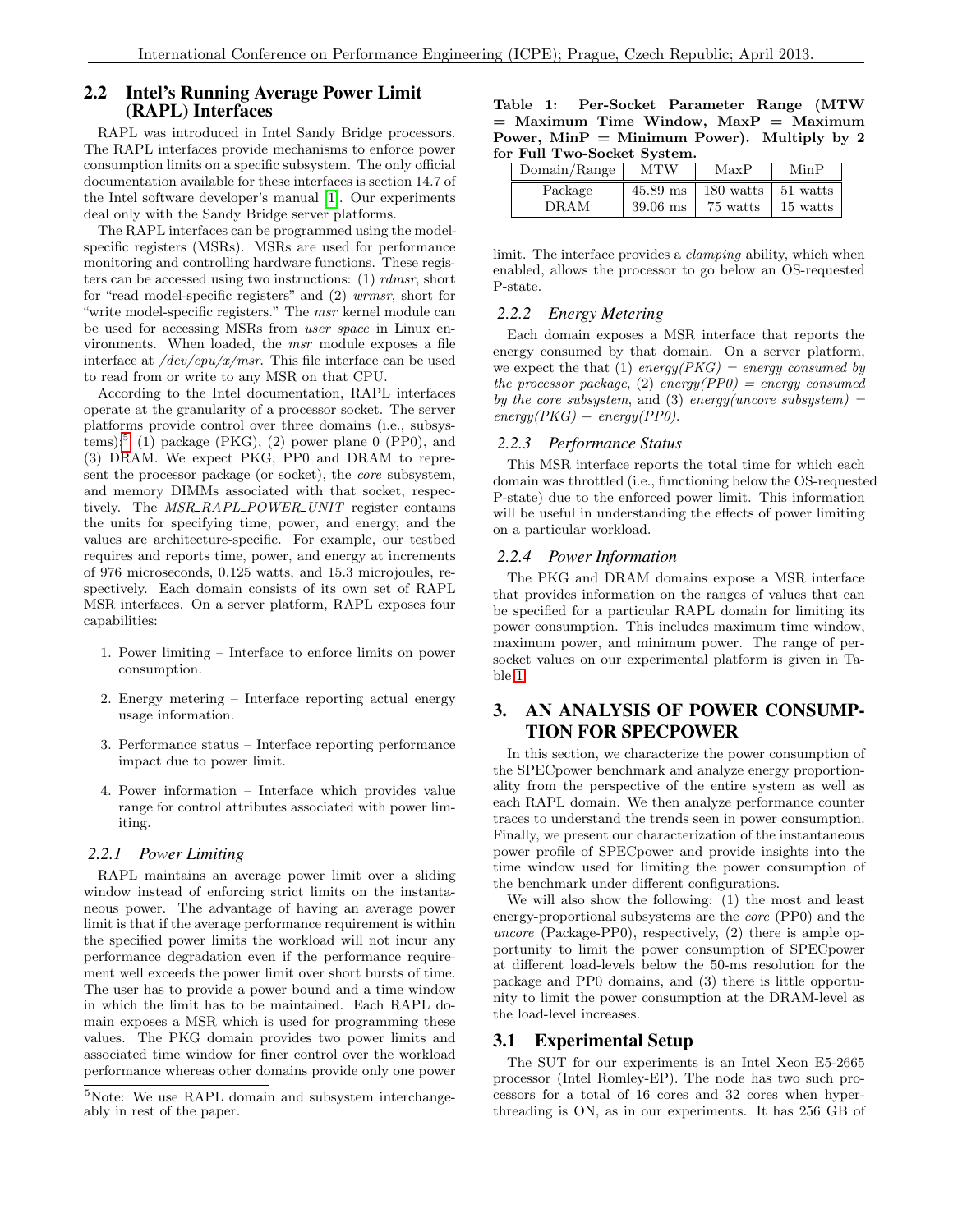## 2.2 Intel's Running Average Power Limit (RAPL) Interfaces

RAPL was introduced in Intel Sandy Bridge processors. The RAPL interfaces provide mechanisms to enforce power consumption limits on a specific subsystem. The only official documentation available for these interfaces is section 14.7 of the Intel software developer's manual [1]. Our experiments deal only with the Sandy Bridge server platforms.

The RAPL interfaces can be programmed using the model-specific registers (MSRs). MSRs are used for performance monitoring and controlling hardware functions. These registers can be accessed using two instructions: (1) *rdmsr*, short for "read model-specific registers" and (2) *wrmsr*, short for "write model-specific registers." The *msr* kernel module can be used for accessing MSRs from *user space* in Linux environments. When loaded, the *msr* module exposes a file interface at */dev/cpu/x/msr*. This file interface can be used to read from or write to any MSR on that CPU.

According to the Intel documentation, RAPL interfaces operate at the granularity of a processor socket. The server platforms provide control over three domains (i.e., subsystems):[5] (1) package (PKG), (2) power plane 0 (PP0), and (3) DRAM. We expect PKG, PP0 and DRAM to represent the processor package (or socket), the *core* subsystem, and memory DIMMs associated with that socket, respectively. The *MSR_RAPL_POWER_UNIT* register contains the units for specifying time, power, and energy, and the values are architecture-specific. For example, our testbed requires and reports time, power, and energy at increments of 976 microseconds, 0.125 watts, and 15.3 microjoules, respectively. Each domain consists of its own set of RAPL MSR interfaces. On a server platform, RAPL exposes four capabilities:

1. Power limiting – Interface to enforce limits on power consumption.
2. Energy metering – Interface reporting actual energy usage information.
3. Performance status – Interface reporting performance impact due to power limit.
4. Power information – Interface which provides value range for control attributes associated with power limiting.

### 2.2.1 Power Limiting

RAPL maintains an average power limit over a sliding window instead of enforcing strict limits on the instantaneous power. The advantage of having an average power limit is that if the average performance requirement is within the specified power limits the workload will not incur any performance degradation even if the performance requirement well exceeds the power limit over short bursts of time. The user has to provide a power bound and a time window in which the limit has to be maintained. Each RAPL domain exposes a MSR which is used for programming these values. The PKG domain provides two power limits and associated time window for finer control over the workload performance whereas other domains provide only one power limit. The interface provides a *clamping* ability, which when enabled, allows the processor to go below an OS-requested P-state.

[5] Note: We use RAPL domain and subsystem interchangeably in rest of the paper.

**Table 1: Per-Socket Parameter Range (MTW = Maximum Time Window, MaxP = Maximum Power, MinP = Minimum Power). Multiply by 2 for Full Two-Socket System.**

| Domain/Range | MTW | MaxP | MinP |
|---|---|---|---|
| Package | 45.89 ms | 180 watts | 51 watts |
| DRAM | 39.06 ms | 75 watts | 15 watts |

### 2.2.2 Energy Metering

Each domain exposes a MSR interface that reports the energy consumed by that domain. On a server platform, we expect the that (1) *energy(PKG) = energy consumed by the processor package*, (2) *energy(PP0) = energy consumed by the core subsystem*, and (3) *energy(uncore subsystem) = energy(PKG) − energy(PP0)*.

### 2.2.3 Performance Status

This MSR interface reports the total time for which each domain was throttled (i.e., functioning below the OS-requested P-state) due to the enforced power limit. This information will be useful in understanding the effects of power limiting on a particular workload.

### 2.2.4 Power Information

The PKG and DRAM domains expose a MSR interface that provides information on the ranges of values that can be specified for a particular RAPL domain for limiting its power consumption. This includes maximum time window, maximum power, and minimum power. The range of per-socket values on our experimental platform is given in Table 1.

# 3. AN ANALYSIS OF POWER CONSUMPTION FOR SPECPOWER

In this section, we characterize the power consumption of the SPECpower benchmark and analyze energy proportionality from the perspective of the entire system as well as each RAPL domain. We then analyze performance counter traces to understand the trends seen in power consumption. Finally, we present our characterization of the instantaneous power profile of SPECpower and provide insights into the time window used for limiting the power consumption of the benchmark under different configurations.

We will also show the following: (1) the most and least energy-proportional subsystems are the *core* (PP0) and the *uncore* (Package-PP0), respectively, (2) there is ample opportunity to limit the power consumption of SPECpower at different load-levels below the 50-ms resolution for the package and PP0 domains, and (3) there is little opportunity to limit the power consumption at the DRAM-level as the load-level increases.

## 3.1 Experimental Setup

The SUT for our experiments is an Intel Xeon E5-2665 processor (Intel Romley-EP). The node has two such processors for a total of 16 cores and 32 cores when hyper-threading is ON, as in our experiments. It has 256 GB of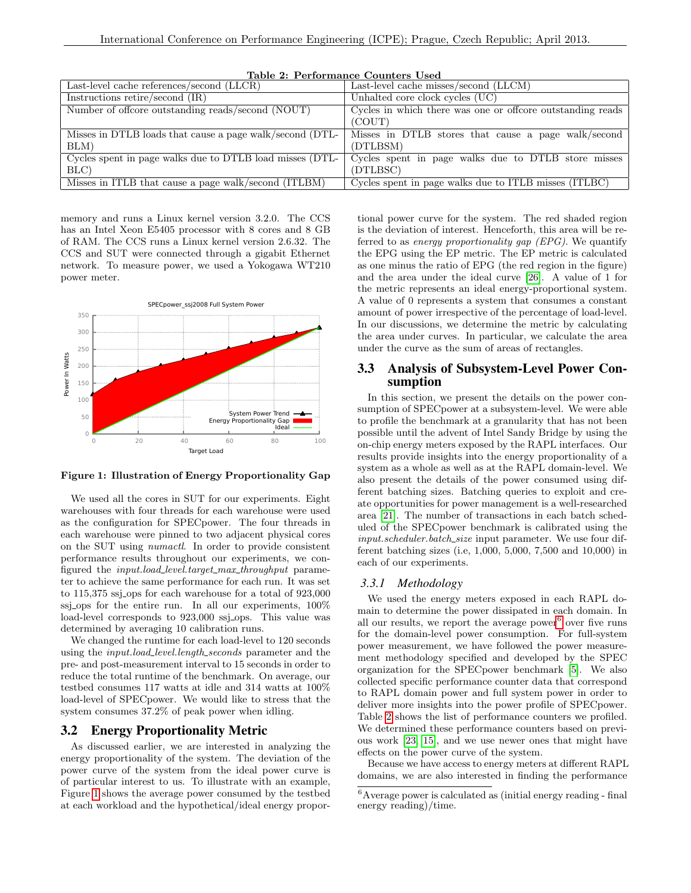**Table 2: Performance Counters Used**

| | |
|---|---|
| Last-level cache references/second (LLCR) | Last-level cache misses/second (LLCM) |
| Instructions retire/second (IR) | Unhalted core clock cycles (UC) |
| Number of offcore outstanding reads/second (NOUT) | Cycles in which there was one or offcore outstanding reads (COUT) |
| Misses in DTLB loads that cause a page walk/second (DTLBLM) | Misses in DTLB stores that cause a page walk/second (DTLBSM) |
| Cycles spent in page walks due to DTLB load misses (DTLBLC) | Cycles spent in page walks due to DTLB store misses (DTLBSC) |
| Misses in ITLB that cause a page walk/second (ITLBM) | Cycles spent in page walks due to ITLB misses (ITLBC) |

memory and runs a Linux kernel version 3.2.0. The CCS has an Intel Xeon E5405 processor with 8 cores and 8 GB of RAM. The CCS runs a Linux kernel version 2.6.32. The CCS and SUT were connected through a gigabit Ethernet network. To measure power, we used a Yokogawa WT210 power meter.

**Figure 1: Illustration of Energy Proportionality Gap**

We used all the cores in SUT for our experiments. Eight warehouses with four threads for each warehouse were used as the configuration for SPECpower. The four threads in each warehouse were pinned to two adjacent physical cores on the SUT using *numactl*. In order to provide consistent performance results throughout our experiments, we configured the *input.load_level.target_max_throughput* parameter to achieve the same performance for each run. It was set to 115,375 ssj_ops for each warehouse for a total of 923,000 ssj_ops for the entire run. In all our experiments, 100% load-level corresponds to 923,000 ssj_ops. This value was determined by averaging 10 calibration runs.

We changed the runtime for each load-level to 120 seconds using the *input.load_level.length_seconds* parameter and the pre- and post-measurement interval to 15 seconds in order to reduce the total runtime of the benchmark. On average, our testbed consumes 117 watts at idle and 314 watts at 100% load-level of SPECpower. We would like to stress that the system consumes 37.2% of peak power when idling.

## 3.2 Energy Proportionality Metric

As discussed earlier, we are interested in analyzing the energy proportionality of the system. The deviation of the power curve of the system from the ideal power curve is of particular interest to us. To illustrate with an example, Figure 1 shows the average power consumed by the testbed at each workload and the hypothetical/ideal energy proportional power curve for the system. The red shaded region is the deviation of interest. Henceforth, this area will be referred to as *energy proportionality gap (EPG)*. We quantify the EPG using the EP metric. The EP metric is calculated as one minus the ratio of EPG (the red region in the figure) and the area under the ideal curve [26]. A value of 1 for the metric represents an ideal energy-proportional system. A value of 0 represents a system that consumes a constant amount of power irrespective of the percentage of load-level. In our discussions, we determine the metric by calculating the area under curves. In particular, we calculate the area under the curve as the sum of areas of rectangles.

## 3.3 Analysis of Subsystem-Level Power Consumption

In this section, we present the details on the power consumption of SPECpower at a subsystem-level. We were able to profile the benchmark at a granularity that has not been possible until the advent of Intel Sandy Bridge by using the on-chip energy meters exposed by the RAPL interfaces. Our results provide insights into the energy proportionality of a system as a whole as well as at the RAPL domain-level. We also present the details of the power consumed using different batching sizes. Batching queries to exploit and create opportunities for power management is a well-researched area [21]. The number of transactions in each batch scheduled of the SPECpower benchmark is calibrated using the *input.scheduler.batch_size* input parameter. We use four different batching sizes (i.e, 1,000, 5,000, 7,500 and 10,000) in each of our experiments.

### 3.3.1 Methodology

We used the energy meters exposed in each RAPL domain to determine the power dissipated in each domain. In all our results, we report the average power[6] over five runs for the domain-level power consumption. For full-system power measurement, we have followed the power measurement methodology specified and developed by the SPEC organization for the SPECpower benchmark [5]. We also collected specific performance counter data that correspond to RAPL domain power and full system power in order to deliver more insights into the power profile of SPECpower. Table 2 shows the list of performance counters we profiled. We determined these performance counters based on previous work [23, 15], and we use newer ones that might have effects on the power curve of the system.

Because we have access to energy meters at different RAPL domains, we are also interested in finding the performance

[6] Average power is calculated as (initial energy reading - final energy reading)/time.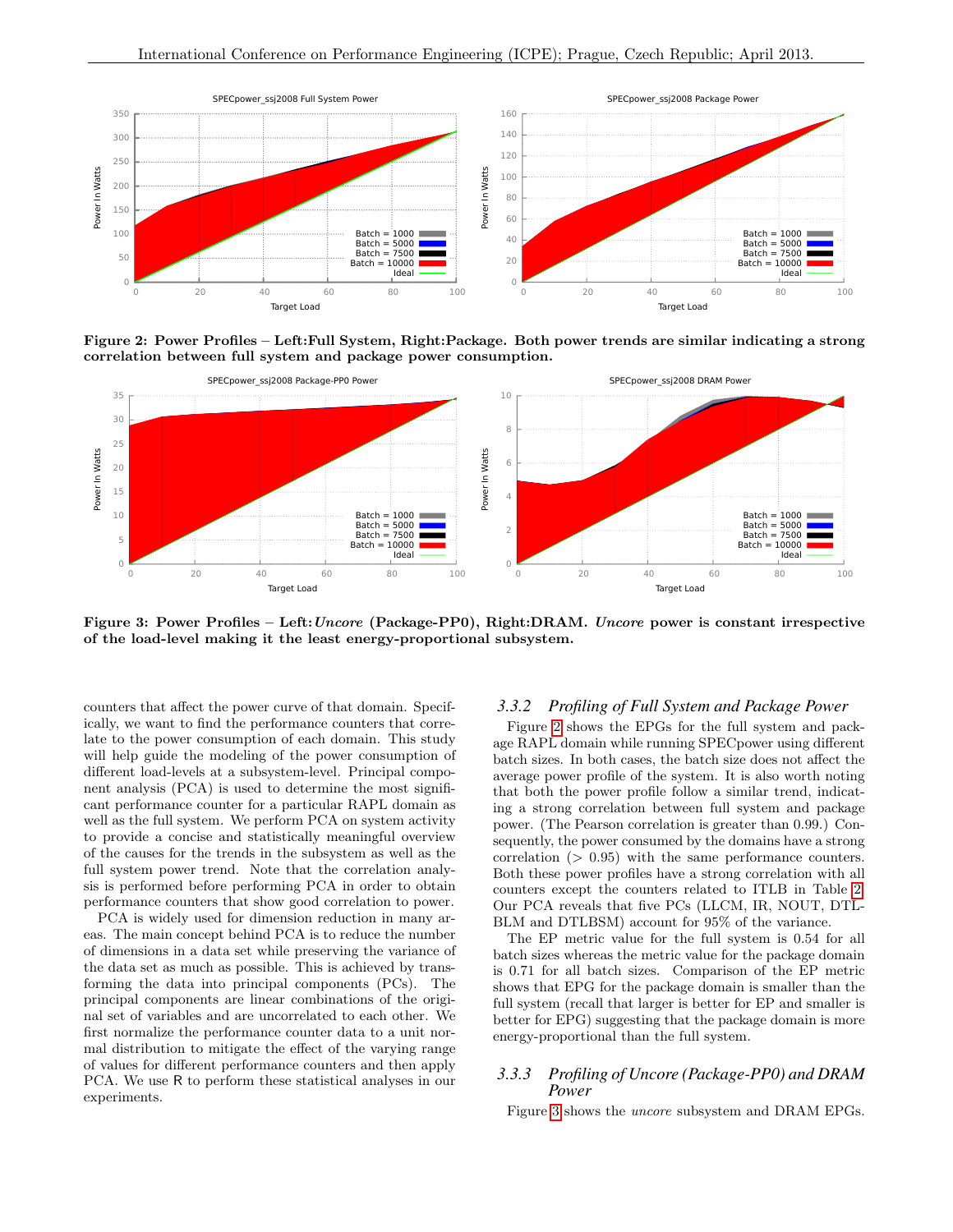SPECpower_ssj2008 Full System Power

Power In Watts

0
50
100
150
200
250
300
350

0
20
40
60
80
100

Target Load

Batch = 1000
Batch = 5000
Batch = 7500
Batch = 10000
Ideal

SPECpower_ssj2008 Package Power

Power In Watts

0
20
40
60
80
100
120
140
160

0
20
40
60
80
100

Target Load

Batch = 1000
Batch = 5000
Batch = 7500
Batch = 10000
Ideal

**Figure 2: Power Profiles – Left:Full System, Right:Package. Both power trends are similar indicating a strong correlation between full system and package power consumption.**

SPECpower_ssj2008 Package-PP0 Power

Power In Watts

0
5
10
15
20
25
30
35

0
20
40
60
80
100

Target Load

Batch = 1000
Batch = 5000
Batch = 7500
Batch = 10000
Ideal

SPECpower_ssj2008 DRAM Power

Power In Watts

0
2
4
6
8
10

0
20
40
60
80
100

Target Load

Batch = 1000
Batch = 5000
Batch = 7500
Batch = 10000
Ideal

**Figure 3: Power Profiles – Left:*Uncore* (Package-PP0), Right:DRAM. *Uncore* power is constant irrespective of the load-level making it the least energy-proportional subsystem.**

counters that affect the power curve of that domain. Specifically, we want to find the performance counters that correlate to the power consumption of each domain. This study will help guide the modeling of the power consumption of different load-levels at a subsystem-level. Principal component analysis (PCA) is used to determine the most significant performance counter for a particular RAPL domain as well as the full system. We perform PCA on system activity to provide a concise and statistically meaningful overview of the causes for the trends in the subsystem as well as the full system power trend. Note that the correlation analysis is performed before performing PCA in order to obtain performance counters that show good correlation to power.

PCA is widely used for dimension reduction in many areas. The main concept behind PCA is to reduce the number of dimensions in a data set while preserving the variance of the data set as much as possible. This is achieved by transforming the data into principal components (PCs). The principal components are linear combinations of the original set of variables and are uncorrelated to each other. We first normalize the performance counter data to a unit normal distribution to mitigate the effect of the varying range of values for different performance counters and then apply PCA. We use R to perform these statistical analyses in our experiments.

### 3.3.2 Profiling of Full System and Package Power

Figure 2 shows the EPGs for the full system and package RAPL domain while running SPECpower using different batch sizes. In both cases, the batch size does not affect the average power profile of the system. It is also worth noting that both the power profile follow a similar trend, indicating a strong correlation between full system and package power. (The Pearson correlation is greater than 0.99.) Consequently, the power consumed by the domains have a strong correlation (> 0.95) with the same performance counters. Both these power profiles have a strong correlation with all counters except the counters related to ITLB in Table 2. Our PCA reveals that five PCs (LLCM, IR, NOUT, DTLBLM and DTLBSM) account for 95% of the variance.

The EP metric value for the full system is 0.54 for all batch sizes whereas the metric value for the package domain is 0.71 for all batch sizes. Comparison of the EP metric shows that EPG for the package domain is smaller than the full system (recall that larger is better for EP and smaller is better for EPG) suggesting that the package domain is more energy-proportional than the full system.

### 3.3.3 Profiling of Uncore (Package-PP0) and DRAM Power

Figure 3 shows the *uncore* subsystem and DRAM EPGs.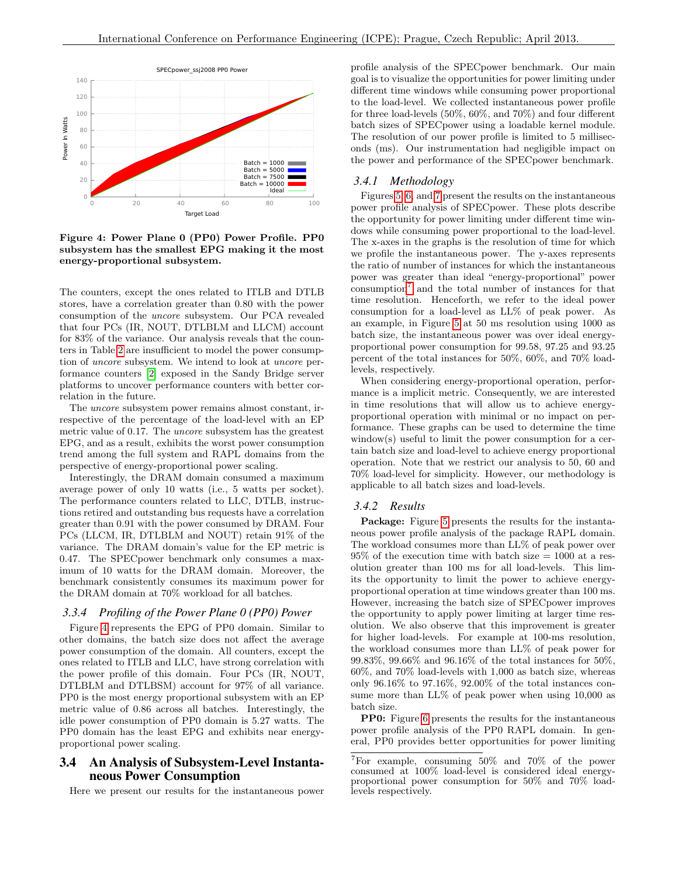Figure 4: Power Plane 0 (PP0) Power Profile. PP0 subsystem has the smallest EPG making it the most energy-proportional subsystem.

The counters, except the ones related to ITLB and DTLB stores, have a correlation greater than 0.80 with the power consumption of the *uncore* subsystem. Our PCA revealed that four PCs (IR, NOUT, DTLBLM and LLCM) account for 83% of the variance. Our analysis reveals that the counters in Table 2 are insufficient to model the power consumption of *uncore* subsystem. We intend to look at *uncore* performance counters [2] exposed in the Sandy Bridge server platforms to uncover performance counters with better correlation in the future.

The *uncore* subsystem power remains almost constant, irrespective of the percentage of the load-level with an EP metric value of 0.17. The *uncore* subsystem has the greatest EPG, and as a result, exhibits the worst power consumption trend among the full system and RAPL domains from the perspective of energy-proportional power scaling.

Interestingly, the DRAM domain consumed a maximum average power of only 10 watts (i.e., 5 watts per socket). The performance counters related to LLC, DTLB, instructions retired and outstanding bus requests have a correlation greater than 0.91 with the power consumed by DRAM. Four PCs (LLCM, IR, DTLBLM and NOUT) retain 91% of the variance. The DRAM domain's value for the EP metric is 0.47. The SPECpower benchmark only consumes a maximum of 10 watts for the DRAM domain. Moreover, the benchmark consistently consumes its maximum power for the DRAM domain at 70% workload for all batches.

### 3.3.4 Profiling of the Power Plane 0 (PP0) Power

Figure 4 represents the EPG of PP0 domain. Similar to other domains, the batch size does not affect the average power consumption of the domain. All counters, except the ones related to ITLB and LLC, have strong correlation with the power profile of this domain. Four PCs (IR, NOUT, DTLBLM and DTLBSM) account for 97% of all variance. PP0 is the most energy proportional subsystem with an EP metric value of 0.86 across all batches. Interestingly, the idle power consumption of PP0 domain is 5.27 watts. The PP0 domain has the least EPG and exhibits near energy-proportional power scaling.

## 3.4 An Analysis of Subsystem-Level Instantaneous Power Consumption

Here we present our results for the instantaneous power profile analysis of the SPECpower benchmark. Our main goal is to visualize the opportunities for power limiting under different time windows while consuming power proportional to the load-level. We collected instantaneous power profile for three load-levels (50%, 60%, and 70%) and four different batch sizes of SPECpower using a loadable kernel module. The resolution of our power profile is limited to 5 milliseconds (ms). Our instrumentation had negligible impact on the power and performance of the SPECpower benchmark.

### 3.4.1 Methodology

Figures 5, 6, and 7 present the results on the instantaneous power profile analysis of SPECpower. These plots describe the opportunity for power limiting under different time windows while consuming power proportional to the load-level. The x-axes in the graphs is the resolution of time for which we profile the instantaneous power. The y-axes represents the ratio of number of instances for which the instantaneous power was greater than ideal "energy-proportional" power consumption[7] and the total number of instances for that time resolution. Henceforth, we refer to the ideal power consumption for a load-level as LL% of peak power. As an example, in Figure 5 at 50 ms resolution using 1000 as batch size, the instantaneous power was over ideal energy-proportional power consumption for 99.58, 97.25 and 93.25 percent of the total instances for 50%, 60%, and 70% load-levels, respectively.

When considering energy-proportional operation, performance is a implicit metric. Consequently, we are interested in time resolutions that will allow us to achieve energy-proportional operation with minimal or no impact on performance. These graphs can be used to determine the time window(s) useful to limit the power consumption for a certain batch size and load-level to achieve energy proportional operation. Note that we restrict our analysis to 50, 60 and 70% load-level for simplicity. However, our methodology is applicable to all batch sizes and load-levels.

### 3.4.2 Results

**Package:** Figure 5 presents the results for the instantaneous power profile analysis of the package RAPL domain. The workload consumes more than LL% of peak power over 95% of the execution time with batch size = 1000 at a resolution greater than 100 ms for all load-levels. This limits the opportunity to limit the power to achieve energy-proportional operation at time windows greater than 100 ms. However, increasing the batch size of SPECpower improves the opportunity to apply power limiting at larger time resolution. We also observe that this improvement is greater for higher load-levels. For example at 100-ms resolution, the workload consumes more than LL% of peak power for 99.83%, 99.66% and 96.16% of the total instances for 50%, 60%, and 70% load-levels with 1,000 as batch size, whereas only 96.16% to 97.16%, 92.00% of the total instances consume more than LL% of peak power when using 10,000 as batch size.

**PP0:** Figure 6 presents the results for the instantaneous power profile analysis of the PP0 RAPL domain. In general, PP0 provides better opportunities for power limiting

[7] For example, consuming 50% and 70% of the power consumed at 100% load-level is considered ideal energy-proportional power consumption for 50% and 70% load-levels respectively.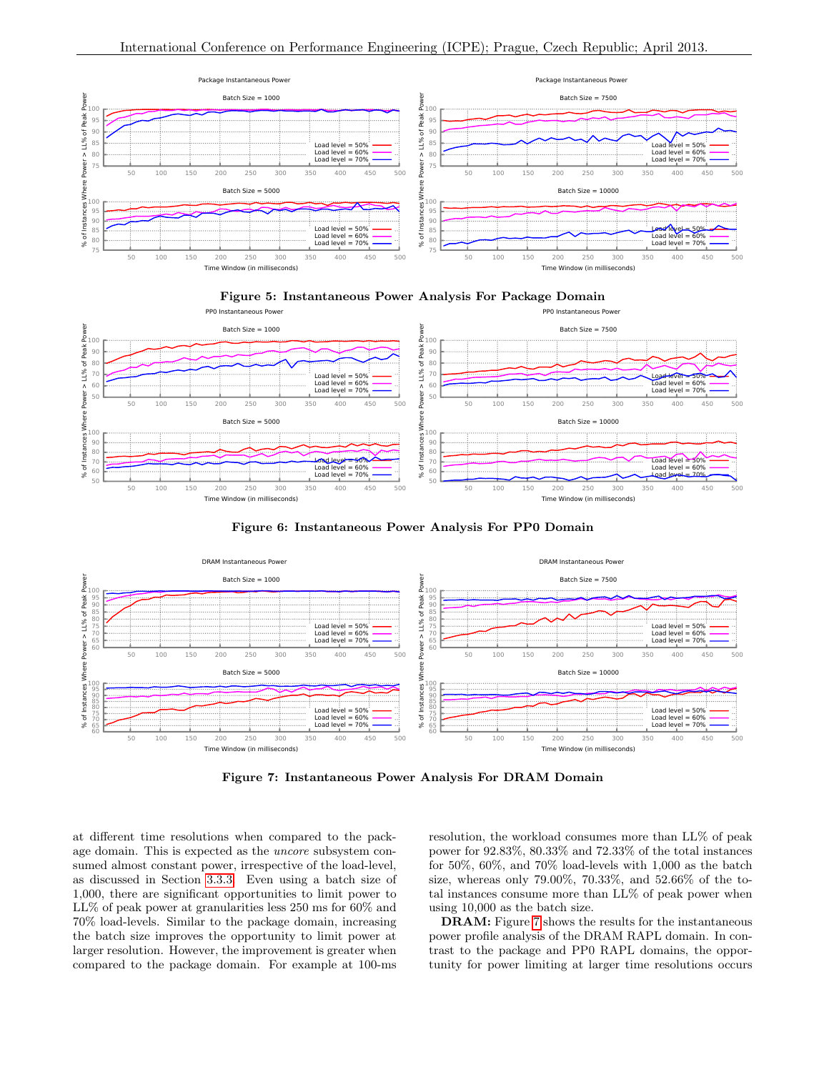Figure 5: Instantaneous Power Analysis For Package Domain

Figure 6: Instantaneous Power Analysis For PP0 Domain

Figure 7: Instantaneous Power Analysis For DRAM Domain

at different time resolutions when compared to the package domain. This is expected as the *uncore* subsystem consumed almost constant power, irrespective of the load-level, as discussed in Section 3.3.3. Even using a batch size of 1,000, there are significant opportunities to limit power to LL% of peak power at granularities less 250 ms for 60% and 70% load-levels. Similar to the package domain, increasing the batch size improves the opportunity to limit power at larger resolution. However, the improvement is greater when compared to the package domain. For example at 100-ms resolution, the workload consumes more than LL% of peak power for 92.83%, 80.33% and 72.33% of the total instances for 50%, 60%, and 70% load-levels with 1,000 as the batch size, whereas only 79.00%, 70.33%, and 52.66% of the total instances consume more than LL% of peak power when using 10,000 as the batch size.

**DRAM:** Figure 7 shows the results for the instantaneous power profile analysis of the DRAM RAPL domain. In contrast to the package and PP0 RAPL domains, the opportunity for power limiting at larger time resolutions occurs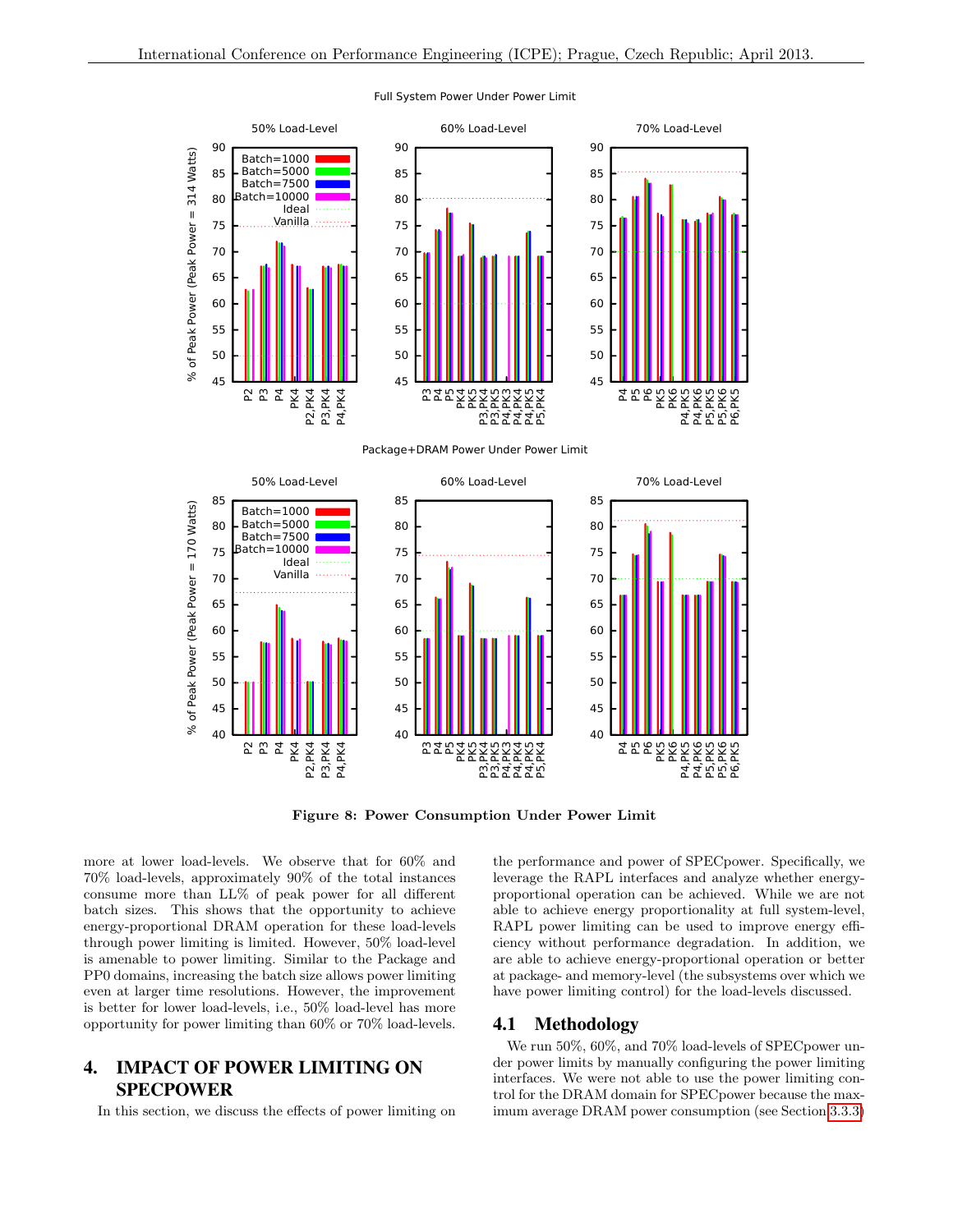**Figure 8: Power Consumption Under Power Limit**

more at lower load-levels. We observe that for 60% and 70% load-levels, approximately 90% of the total instances consume more than LL% of peak power for all different batch sizes. This shows that the opportunity to achieve energy-proportional DRAM operation for these load-levels through power limiting is limited. However, 50% load-level is amenable to power limiting. Similar to the Package and PP0 domains, increasing the batch size allows power limiting even at larger time resolutions. However, the improvement is better for lower load-levels, i.e., 50% load-level has more opportunity for power limiting than 60% or 70% load-levels.

# 4. IMPACT OF POWER LIMITING ON SPECPOWER

In this section, we discuss the effects of power limiting on the performance and power of SPECpower. Specifically, we leverage the RAPL interfaces and analyze whether energy-proportional operation can be achieved. While we are not able to achieve energy proportionality at full system-level, RAPL power limiting can be used to improve energy efficiency without performance degradation. In addition, we are able to achieve energy-proportional operation or better at package- and memory-level (the subsystems over which we have power limiting control) for the load-levels discussed.

## 4.1 Methodology

We run 50%, 60%, and 70% load-levels of SPECpower under power limits by manually configuring the power limiting interfaces. We were not able to use the power limiting control for the DRAM domain for SPECpower because the maximum average DRAM power consumption (see Section 3.3.3)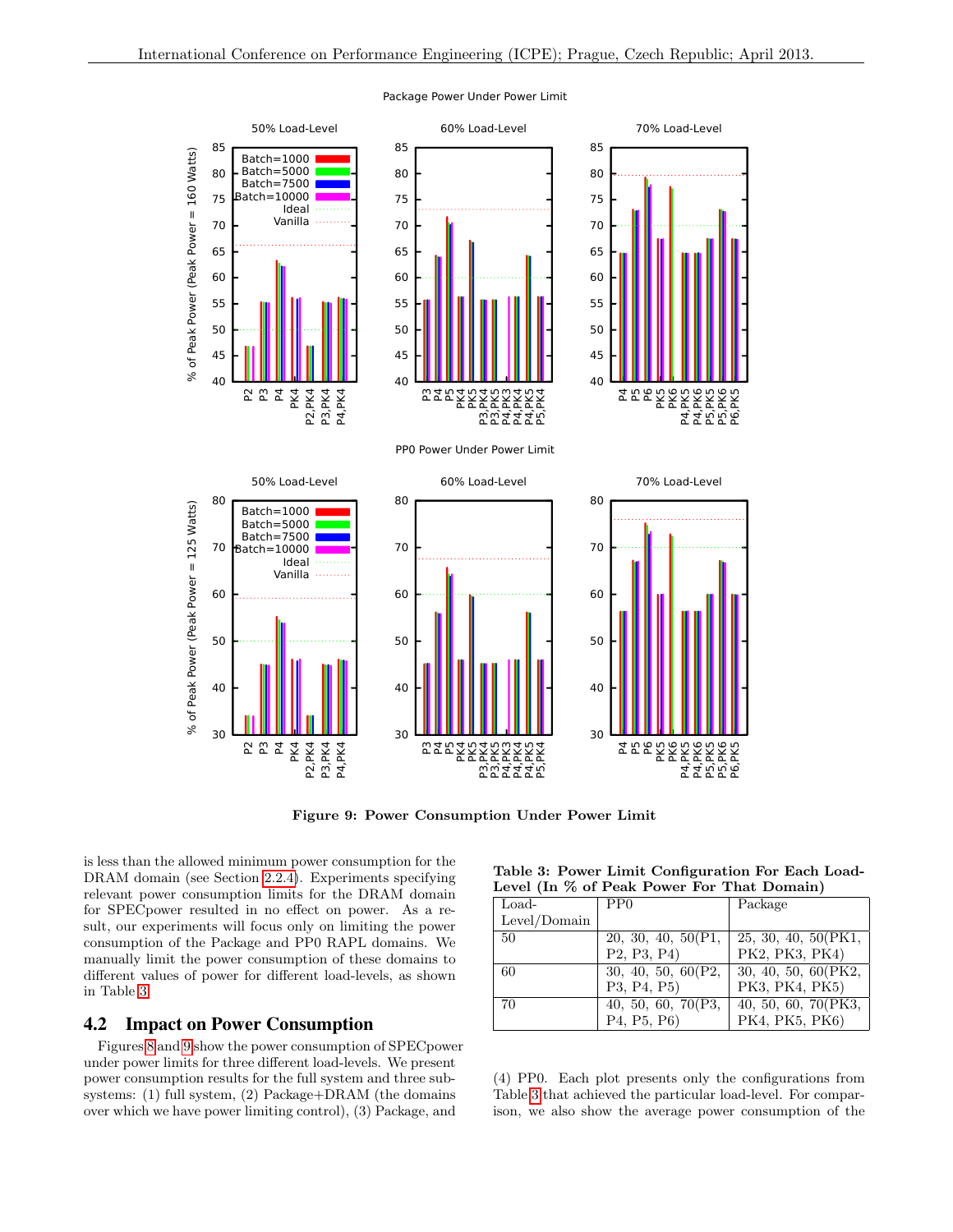Figure 9: Power Consumption Under Power Limit

is less than the allowed minimum power consumption for the DRAM domain (see Section 2.2.4). Experiments specifying relevant power consumption limits for the DRAM domain for SPECpower resulted in no effect on power. As a result, our experiments will focus only on limiting the power consumption of the Package and PP0 RAPL domains. We manually limit the power consumption of these domains to different values of power for different load-levels, as shown in Table 3.

**Table 3: Power Limit Configuration For Each Load-Level (In % of Peak Power For That Domain)**

| Load-Level/Domain | PP0 | Package |
|---|---|---|
| 50 | 20, 30, 40, 50(P1, P2, P3, P4) | 25, 30, 40, 50(PK1, PK2, PK3, PK4) |
| 60 | 30, 40, 50, 60(P2, P3, P4, P5) | 30, 40, 50, 60(PK2, PK3, PK4, PK5) |
| 70 | 40, 50, 60, 70(P3, P4, P5, P6) | 40, 50, 60, 70(PK3, PK4, PK5, PK6) |

## 4.2 Impact on Power Consumption

Figures 8 and 9 show the power consumption of SPECpower under power limits for three different load-levels. We present power consumption results for the full system and three subsystems: (1) full system, (2) Package+DRAM (the domains over which we have power limiting control), (3) Package, and (4) PP0. Each plot presents only the configurations from Table 3 that achieved the particular load-level. For comparison, we also show the average power consumption of the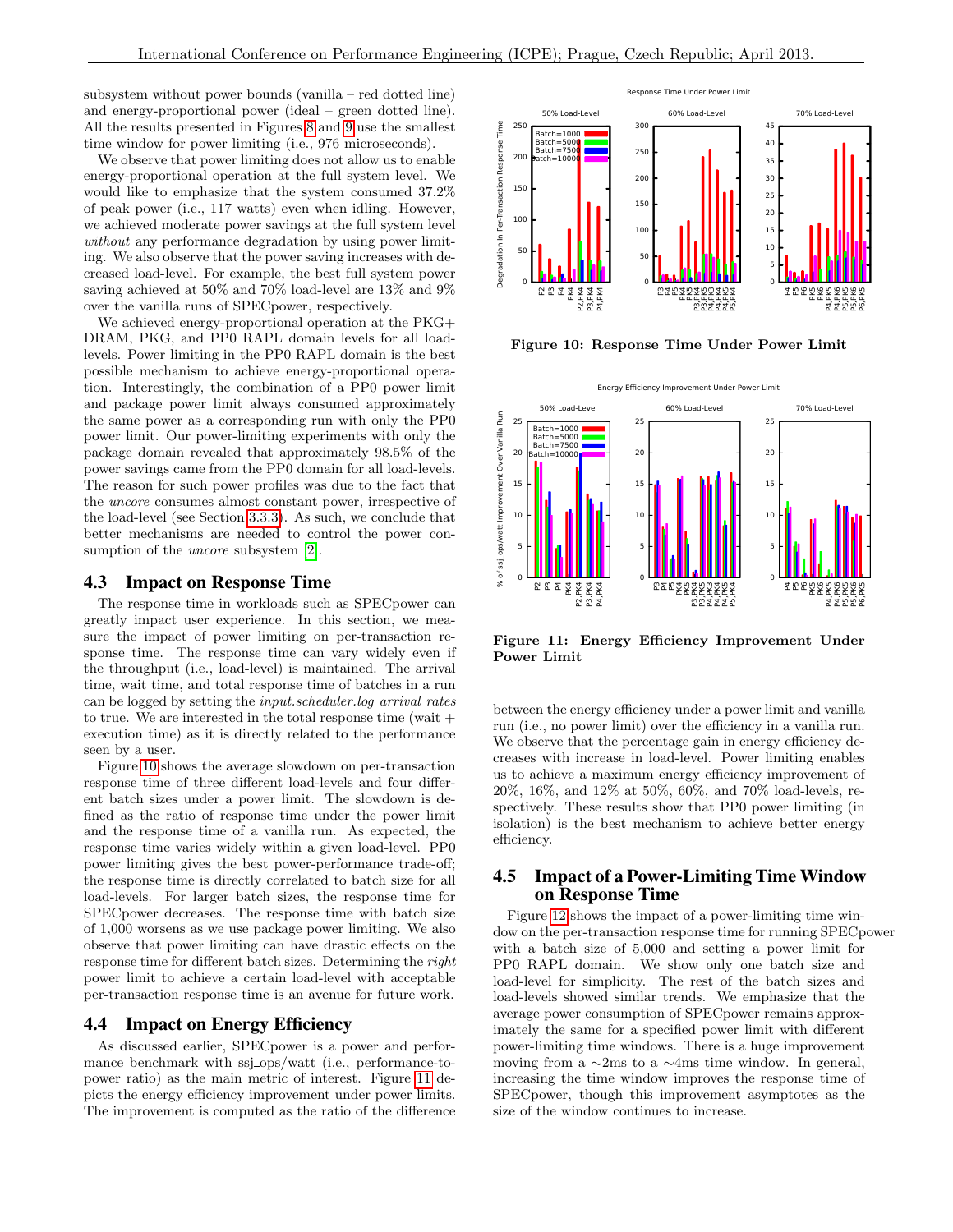subsystem without power bounds (vanilla – red dotted line) and energy-proportional power (ideal – green dotted line). All the results presented in Figures 8 and 9 use the smallest time window for power limiting (i.e., 976 microseconds).

We observe that power limiting does not allow us to enable energy-proportional operation at the full system level. We would like to emphasize that the system consumed 37.2% of peak power (i.e., 117 watts) even when idling. However, we achieved moderate power savings at the full system level *without* any performance degradation by using power limiting. We also observe that the power saving increases with decreased load-level. For example, the best full system power saving achieved at 50% and 70% load-level are 13% and 9% over the vanilla runs of SPECpower, respectively.

We achieved energy-proportional operation at the PKG+DRAM, PKG, and PP0 RAPL domain levels for all load-levels. Power limiting in the PP0 RAPL domain is the best possible mechanism to achieve energy-proportional operation. Interestingly, the combination of a PP0 power limit and package power limit always consumed approximately the same power as a corresponding run with only the PP0 power limit. Our power-limiting experiments with only the package domain revealed that approximately 98.5% of the power savings came from the PP0 domain for all load-levels. The reason for such power profiles was due to the fact that the *uncore* consumes almost constant power, irrespective of the load-level (see Section 3.3.3). As such, we conclude that better mechanisms are needed to control the power consumption of the *uncore* subsystem [2].

## 4.3 Impact on Response Time

The response time in workloads such as SPECpower can greatly impact user experience. In this section, we measure the impact of power limiting on per-transaction response time. The response time can vary widely even if the throughput (i.e., load-level) is maintained. The arrival time, wait time, and total response time of batches in a run can be logged by setting the *input.scheduler.log_arrival_rates* to true. We are interested in the total response time (wait + execution time) as it is directly related to the performance seen by a user.

Figure 10 shows the average slowdown on per-transaction response time of three different load-levels and four different batch sizes under a power limit. The slowdown is defined as the ratio of response time under the power limit and the response time of a vanilla run. As expected, the response time varies widely within a given load-level. PP0 power limiting gives the best power-performance trade-off; the response time is directly correlated to batch size for all load-levels. For larger batch sizes, the response time for SPECpower decreases. The response time with batch size of 1,000 worsens as we use package power limiting. We also observe that power limiting can have drastic effects on the response time for different batch sizes. Determining the *right* power limit to achieve a certain load-level with acceptable per-transaction response time is an avenue for future work.

## 4.4 Impact on Energy Efficiency

As discussed earlier, SPECpower is a power and performance benchmark with ssj_ops/watt (i.e., performance-to-power ratio) as the main metric of interest. Figure 11 depicts the energy efficiency improvement under power limits. The improvement is computed as the ratio of the difference between the energy efficiency under a power limit and vanilla run (i.e., no power limit) over the efficiency in a vanilla run. We observe that the percentage gain in energy efficiency decreases with increase in load-level. Power limiting enables us to achieve a maximum energy efficiency improvement of 20%, 16%, and 12% at 50%, 60%, and 70% load-levels, respectively. These results show that PP0 power limiting (in isolation) is the best mechanism to achieve better energy efficiency.

**Figure 10: Response Time Under Power Limit**

**Figure 11: Energy Efficiency Improvement Under Power Limit**

## 4.5 Impact of a Power-Limiting Time Window on Response Time

Figure 12 shows the impact of a power-limiting time window on the per-transaction response time for running SPECpower with a batch size of 5,000 and setting a power limit for PP0 RAPL domain. We show only one batch size and load-level for simplicity. The rest of the batch sizes and load-levels showed similar trends. We emphasize that the average power consumption of SPECpower remains approximately the same for a specified power limit with different power-limiting time windows. There is a huge improvement moving from a ∼2ms to a ∼4ms time window. In general, increasing the time window improves the response time of SPECpower, though this improvement asymptotes as the size of the window continues to increase.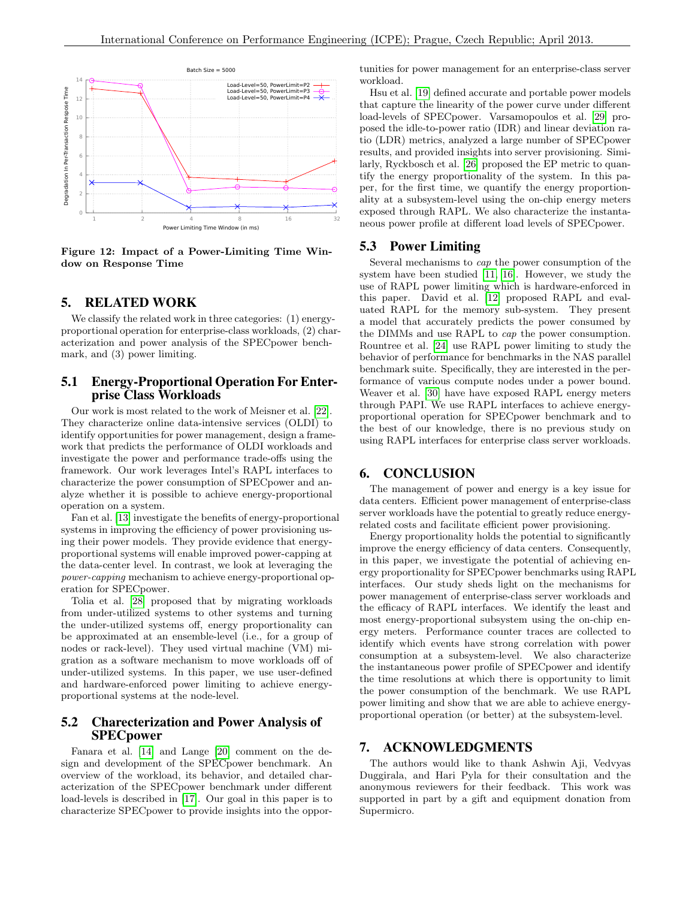**Figure 12: Impact of a Power-Limiting Time Window on Response Time**

## 5. RELATED WORK

We classify the related work in three categories: (1) energy-proportional operation for enterprise-class workloads, (2) characterization and power analysis of the SPECpower benchmark, and (3) power limiting.

### 5.1 Energy-Proportional Operation For Enterprise Class Workloads

Our work is most related to the work of Meisner et al. [22]. They characterize online data-intensive services (OLDI) to identify opportunities for power management, design a framework that predicts the performance of OLDI workloads and investigate the power and performance trade-offs using the framework. Our work leverages Intel's RAPL interfaces to characterize the power consumption of SPECpower and analyze whether it is possible to achieve energy-proportional operation on a system.

Fan et al. [13] investigate the benefits of energy-proportional systems in improving the efficiency of power provisioning using their power models. They provide evidence that energy-proportional systems will enable improved power-capping at the data-center level. In contrast, we look at leveraging the *power-capping* mechanism to achieve energy-proportional operation for SPECpower.

Tolia et al. [28] proposed that by migrating workloads from under-utilized systems to other systems and turning the under-utilized systems off, energy proportionality can be approximated at an ensemble-level (i.e., for a group of nodes or rack-level). They used virtual machine (VM) migration as a software mechanism to move workloads off of under-utilized systems. In this paper, we use user-defined and hardware-enforced power limiting to achieve energy-proportional systems at the node-level.

### 5.2 Charecterization and Power Analysis of SPECpower

Fanara et al. [14] and Lange [20] comment on the design and development of the SPECpower benchmark. An overview of the workload, its behavior, and detailed characterization of the SPECpower benchmark under different load-levels is described in [17]. Our goal in this paper is to characterize SPECpower to provide insights into the opportunities for power management for an enterprise-class server workload.

Hsu et al. [19] defined accurate and portable power models that capture the linearity of the power curve under different load-levels of SPECpower. Varsamopoulos et al. [29] proposed the idle-to-power ratio (IDR) and linear deviation ratio (LDR) metrics, analyzed a large number of SPECpower results, and provided insights into server provisioning. Similarly, Ryckbosch et al. [26] proposed the EP metric to quantify the energy proportionality of the system. In this paper, for the first time, we quantify the energy proportionality at a subsystem-level using the on-chip energy meters exposed through RAPL. We also characterize the instantaneous power profile at different load levels of SPECpower.

### 5.3 Power Limiting

Several mechanisms to *cap* the power consumption of the system have been studied [11, 16]. However, we study the use of RAPL power limiting which is hardware-enforced in this paper. David et al. [12] proposed RAPL and evaluated RAPL for the memory sub-system. They present a model that accurately predicts the power consumed by the DIMMs and use RAPL to *cap* the power consumption. Rountree et al. [24] use RAPL power limiting to study the behavior of performance for benchmarks in the NAS parallel benchmark suite. Specifically, they are interested in the performance of various compute nodes under a power bound. Weaver et al. [30] have have exposed RAPL energy meters through PAPI. We use RAPL interfaces to achieve energy-proportional operation for SPECpower benchmark and to the best of our knowledge, there is no previous study on using RAPL interfaces for enterprise class server workloads.

## 6. CONCLUSION

The management of power and energy is a key issue for data centers. Efficient power management of enterprise-class server workloads have the potential to greatly reduce energy-related costs and facilitate efficient power provisioning.

Energy proportionality holds the potential to significantly improve the energy efficiency of data centers. Consequently, in this paper, we investigate the potential of achieving energy proportionality for SPECpower benchmarks using RAPL interfaces. Our study sheds light on the mechanisms for power management of enterprise-class server workloads and the efficacy of RAPL interfaces. We identify the least and most energy-proportional subsystem using the on-chip energy meters. Performance counter traces are collected to identify which events have strong correlation with power consumption at a subsystem-level. We also characterize the instantaneous power profile of SPECpower and identify the time resolutions at which there is opportunity to limit the power consumption of the benchmark. We use RAPL power limiting and show that we are able to achieve energy-proportional operation (or better) at the subsystem-level.

## 7. ACKNOWLEDGMENTS

The authors would like to thank Ashwin Aji, Vedvyas Duggirala, and Hari Pyla for their consultation and the anonymous reviewers for their feedback. This work was supported in part by a gift and equipment donation from Supermicro.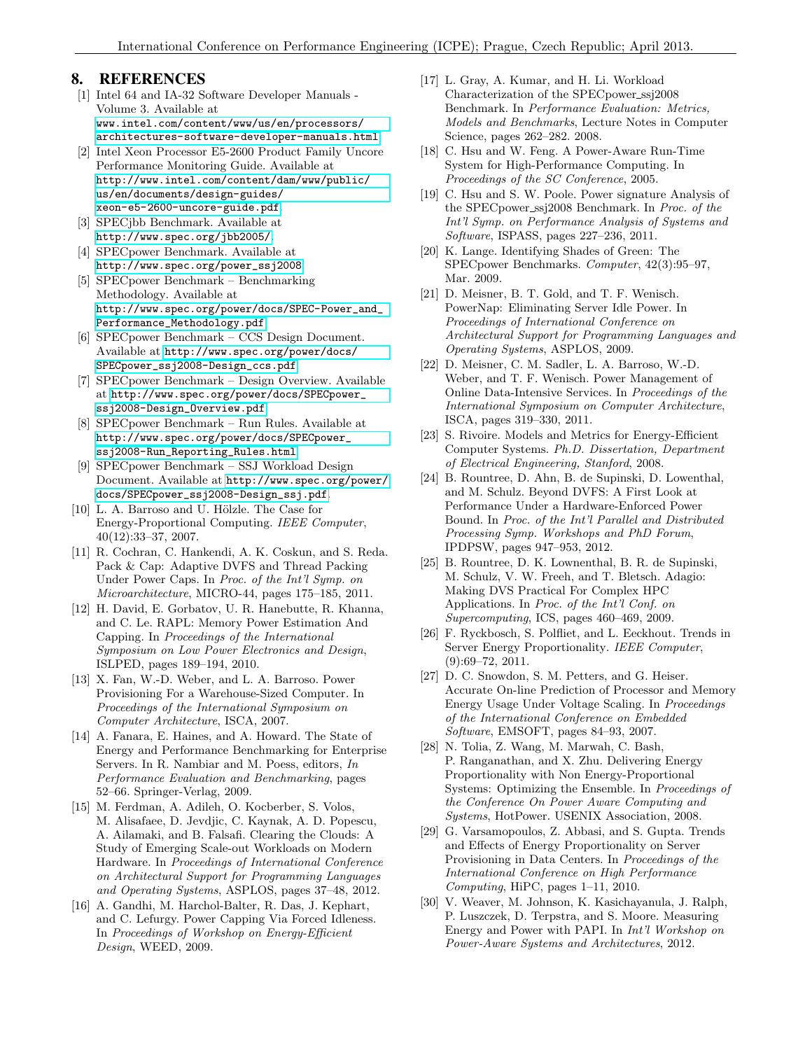## 8. REFERENCES

[1] Intel 64 and IA-32 Software Developer Manuals - Volume 3. Available at www.intel.com/content/www/us/en/processors/architectures-software-developer-manuals.html.

[2] Intel Xeon Processor E5-2600 Product Family Uncore Performance Monitoring Guide. Available at http://www.intel.com/content/dam/www/public/us/en/documents/design-guides/xeon-e5-2600-uncore-guide.pdf.

[3] SPECjbb Benchmark. Available at http://www.spec.org/jbb2005/.

[4] SPECpower Benchmark. Available at http://www.spec.org/power_ssj2008.

[5] SPECpower Benchmark – Benchmarking Methodology. Available at http://www.spec.org/power/docs/SPEC-Power_and_Performance_Methodology.pdf.

[6] SPECpower Benchmark – CCS Design Document. Available at http://www.spec.org/power/docs/SPECpower_ssj2008-Design_ccs.pdf.

[7] SPECpower Benchmark – Design Overview. Available at http://www.spec.org/power/docs/SPECpower_ssj2008-Design_Overview.pdf.

[8] SPECpower Benchmark – Run Rules. Available at http://www.spec.org/power/docs/SPECpower_ssj2008-Run_Reporting_Rules.html.

[9] SPECpower Benchmark – SSJ Workload Design Document. Available at http://www.spec.org/power/docs/SPECpower_ssj2008-Design_ssj.pdf.

[10] L. A. Barroso and U. Hölzle. The Case for Energy-Proportional Computing. *IEEE Computer*, 40(12):33–37, 2007.

[11] R. Cochran, C. Hankendi, A. K. Coskun, and S. Reda. Pack & Cap: Adaptive DVFS and Thread Packing Under Power Caps. In *Proc. of the Int'l Symp. on Microarchitecture*, MICRO-44, pages 175–185, 2011.

[12] H. David, E. Gorbatov, U. R. Hanebutte, R. Khanna, and C. Le. RAPL: Memory Power Estimation And Capping. In *Proceedings of the International Symposium on Low Power Electronics and Design*, ISLPED, pages 189–194, 2010.

[13] X. Fan, W.-D. Weber, and L. A. Barroso. Power Provisioning For a Warehouse-Sized Computer. In *Proceedings of the International Symposium on Computer Architecture*, ISCA, 2007.

[14] A. Fanara, E. Haines, and A. Howard. The State of Energy and Performance Benchmarking for Enterprise Servers. In R. Nambiar and M. Poess, editors, *In Performance Evaluation and Benchmarking*, pages 52–66. Springer-Verlag, 2009.

[15] M. Ferdman, A. Adileh, O. Kocberber, S. Volos, M. Alisafaee, D. Jevdjic, C. Kaynak, A. D. Popescu, A. Ailamaki, and B. Falsafi. Clearing the Clouds: A Study of Emerging Scale-out Workloads on Modern Hardware. In *Proceedings of International Conference on Architectural Support for Programming Languages and Operating Systems*, ASPLOS, pages 37–48, 2012.

[16] A. Gandhi, M. Harchol-Balter, R. Das, J. Kephart, and C. Lefurgy. Power Capping Via Forced Idleness. In *Proceedings of Workshop on Energy-Efficient Design*, WEED, 2009.

[17] L. Gray, A. Kumar, and H. Li. Workload Characterization of the SPECpower_ssj2008 Benchmark. In *Performance Evaluation: Metrics, Models and Benchmarks*, Lecture Notes in Computer Science, pages 262–282. 2008.

[18] C. Hsu and W. Feng. A Power-Aware Run-Time System for High-Performance Computing. In *Proceedings of the SC Conference*, 2005.

[19] C. Hsu and S. W. Poole. Power signature Analysis of the SPECpower_ssj2008 Benchmark. In *Proc. of the Int'l Symp. on Performance Analysis of Systems and Software*, ISPASS, pages 227–236, 2011.

[20] K. Lange. Identifying Shades of Green: The SPECpower Benchmarks. *Computer*, 42(3):95–97, Mar. 2009.

[21] D. Meisner, B. T. Gold, and T. F. Wenisch. PowerNap: Eliminating Server Idle Power. In *Proceedings of International Conference on Architectural Support for Programming Languages and Operating Systems*, ASPLOS, 2009.

[22] D. Meisner, C. M. Sadler, L. A. Barroso, W.-D. Weber, and T. F. Wenisch. Power Management of Online Data-Intensive Services. In *Proceedings of the International Symposium on Computer Architecture*, ISCA, pages 319–330, 2011.

[23] S. Rivoire. Models and Metrics for Energy-Efficient Computer Systems. *Ph.D. Dissertation, Department of Electrical Engineering, Stanford*, 2008.

[24] B. Rountree, D. Ahn, B. de Supinski, D. Lowenthal, and M. Schulz. Beyond DVFS: A First Look at Performance Under a Hardware-Enforced Power Bound. In *Proc. of the Int'l Parallel and Distributed Processing Symp. Workshops and PhD Forum*, IPDPSW, pages 947–953, 2012.

[25] B. Rountree, D. K. Lownenthal, B. R. de Supinski, M. Schulz, V. W. Freeh, and T. Bletsch. Adagio: Making DVS Practical For Complex HPC Applications. In *Proc. of the Int'l Conf. on Supercomputing*, ICS, pages 460–469, 2009.

[26] F. Ryckbosch, S. Polfliet, and L. Eeckhout. Trends in Server Energy Proportionality. *IEEE Computer*, (9):69–72, 2011.

[27] D. C. Snowdon, S. M. Petters, and G. Heiser. Accurate On-line Prediction of Processor and Memory Energy Usage Under Voltage Scaling. In *Proceedings of the International Conference on Embedded Software*, EMSOFT, pages 84–93, 2007.

[28] N. Tolia, Z. Wang, M. Marwah, C. Bash, P. Ranganathan, and X. Zhu. Delivering Energy Proportionality with Non Energy-Proportional Systems: Optimizing the Ensemble. In *Proceedings of the Conference On Power Aware Computing and Systems*, HotPower. USENIX Association, 2008.

[29] G. Varsamopoulos, Z. Abbasi, and S. Gupta. Trends and Effects of Energy Proportionality on Server Provisioning in Data Centers. In *Proceedings of the International Conference on High Performance Computing*, HiPC, pages 1–11, 2010.

[30] V. Weaver, M. Johnson, K. Kasichayanula, J. Ralph, P. Luszczek, D. Terpstra, and S. Moore. Measuring Energy and Power with PAPI. In *Int'l Workshop on Power-Aware Systems and Architectures*, 2012.